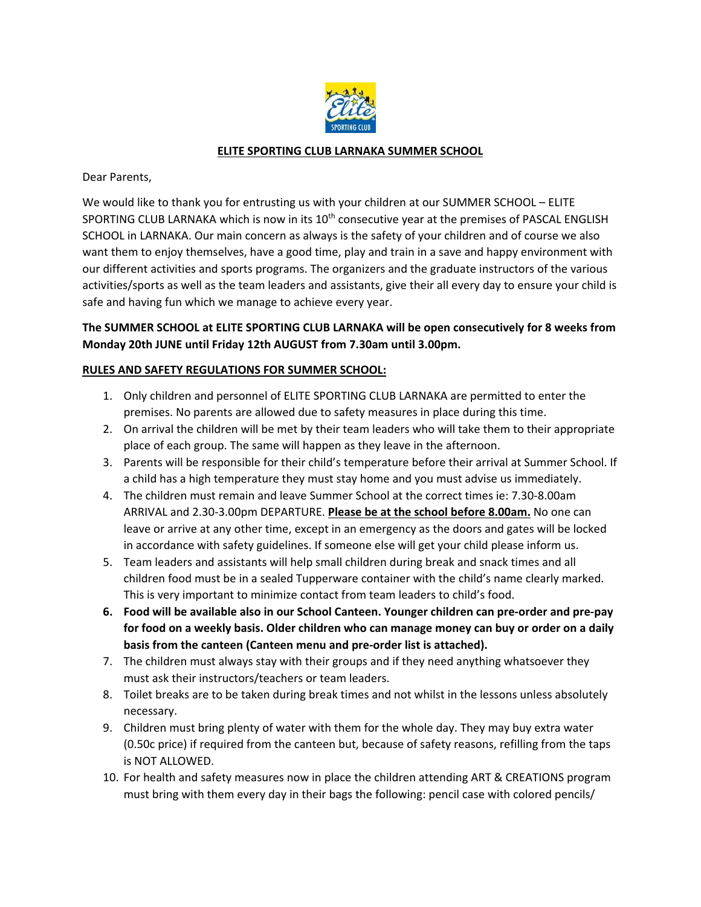**ELITE SPORTING CLUB LARNAKA SUMMER SCHOOL**

Dear Parents,

We would like to thank you for entrusting us with your children at our SUMMER SCHOOL – ELITE SPORTING CLUB LARNAKA which is now in its 10th consecutive year at the premises of PASCAL ENGLISH SCHOOL in LARNAKA. Our main concern as always is the safety of your children and of course we also want them to enjoy themselves, have a good time, play and train in a save and happy environment with our different activities and sports programs. The organizers and the graduate instructors of the various activities/sports as well as the team leaders and assistants, give their all every day to ensure your child is safe and having fun which we manage to achieve every year.

**The SUMMER SCHOOL at ELITE SPORTING CLUB LARNAKA will be open consecutively for 8 weeks from Monday 20th JUNE until Friday 12th AUGUST from 7.30am until 3.00pm.**

**RULES AND SAFETY REGULATIONS FOR SUMMER SCHOOL:**

1. Only children and personnel of ELITE SPORTING CLUB LARNAKA are permitted to enter the premises. No parents are allowed due to safety measures in place during this time.
2. On arrival the children will be met by their team leaders who will take them to their appropriate place of each group. The same will happen as they leave in the afternoon.
3. Parents will be responsible for their child's temperature before their arrival at Summer School. If a child has a high temperature they must stay home and you must advise us immediately.
4. The children must remain and leave Summer School at the correct times ie: 7.30-8.00am ARRIVAL and 2.30-3.00pm DEPARTURE. **Please be at the school before 8.00am.** No one can leave or arrive at any other time, except in an emergency as the doors and gates will be locked in accordance with safety guidelines. If someone else will get your child please inform us.
5. Team leaders and assistants will help small children during break and snack times and all children food must be in a sealed Tupperware container with the child's name clearly marked. This is very important to minimize contact from team leaders to child's food.
6. **Food will be available also in our School Canteen. Younger children can pre-order and pre-pay for food on a weekly basis. Older children who can manage money can buy or order on a daily basis from the canteen (Canteen menu and pre-order list is attached).**
7. The children must always stay with their groups and if they need anything whatsoever they must ask their instructors/teachers or team leaders.
8. Toilet breaks are to be taken during break times and not whilst in the lessons unless absolutely necessary.
9. Children must bring plenty of water with them for the whole day. They may buy extra water (0.50c price) if required from the canteen but, because of safety reasons, refilling from the taps is NOT ALLOWED.
10. For health and safety measures now in place the children attending ART & CREATIONS program must bring with them every day in their bags the following: pencil case with colored pencils/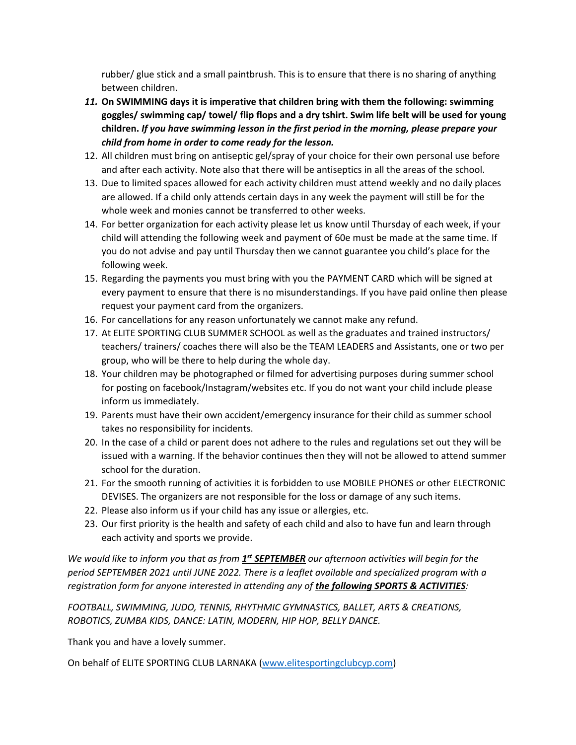rubber/ glue stick and a small paintbrush. This is to ensure that there is no sharing of anything between children.

11. ***On SWIMMING days it is imperative that children bring with them the following: swimming goggles/ swimming cap/ towel/ flip flops and a dry tshirt. Swim life belt will be used for young children.*** ***If you have swimming lesson in the first period in the morning, please prepare your child from home in order to come ready for the lesson.***
12. All children must bring on antiseptic gel/spray of your choice for their own personal use before and after each activity. Note also that there will be antiseptics in all the areas of the school.
13. Due to limited spaces allowed for each activity children must attend weekly and no daily places are allowed. If a child only attends certain days in any week the payment will still be for the whole week and monies cannot be transferred to other weeks.
14. For better organization for each activity please let us know until Thursday of each week, if your child will attending the following week and payment of 60e must be made at the same time. If you do not advise and pay until Thursday then we cannot guarantee you child's place for the following week.
15. Regarding the payments you must bring with you the PAYMENT CARD which will be signed at every payment to ensure that there is no misunderstandings. If you have paid online then please request your payment card from the organizers.
16. For cancellations for any reason unfortunately we cannot make any refund.
17. At ELITE SPORTING CLUB SUMMER SCHOOL as well as the graduates and trained instructors/ teachers/ trainers/ coaches there will also be the TEAM LEADERS and Assistants, one or two per group, who will be there to help during the whole day.
18. Your children may be photographed or filmed for advertising purposes during summer school for posting on facebook/Instagram/websites etc. If you do not want your child include please inform us immediately.
19. Parents must have their own accident/emergency insurance for their child as summer school takes no responsibility for incidents.
20. In the case of a child or parent does not adhere to the rules and regulations set out they will be issued with a warning. If the behavior continues then they will not be allowed to attend summer school for the duration.
21. For the smooth running of activities it is forbidden to use MOBILE PHONES or other ELECTRONIC DEVISES. The organizers are not responsible for the loss or damage of any such items.
22. Please also inform us if your child has any issue or allergies, etc.
23. Our first priority is the health and safety of each child and also to have fun and learn through each activity and sports we provide.

*We would like to inform you that as from **1st SEPTEMBER** our afternoon activities will begin for the period SEPTEMBER 2021 until JUNE 2022. There is a leaflet available and specialized program with a registration form for anyone interested in attending any of **the following SPORTS & ACTIVITIES**:*

*FOOTBALL, SWIMMING, JUDO, TENNIS, RHYTHMIC GYMNASTICS, BALLET, ARTS & CREATIONS, ROBOTICS, ZUMBA KIDS, DANCE: LATIN, MODERN, HIP HOP, BELLY DANCE.*

Thank you and have a lovely summer.

On behalf of ELITE SPORTING CLUB LARNAKA ([www.elitesportingclubcyp.com](http://www.elitesportingclubcyp.com))